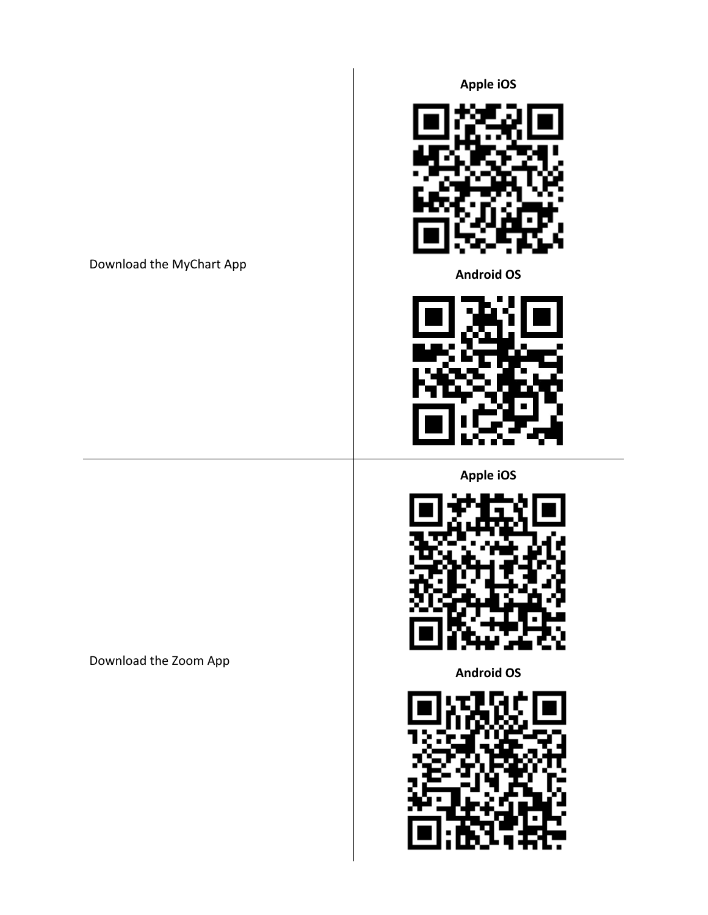| | |
|---|---|
| Download the MyChart App | **Apple iOS**<br><br>**Android OS** |
| Download the Zoom App | **Apple iOS**<br><br>**Android OS** |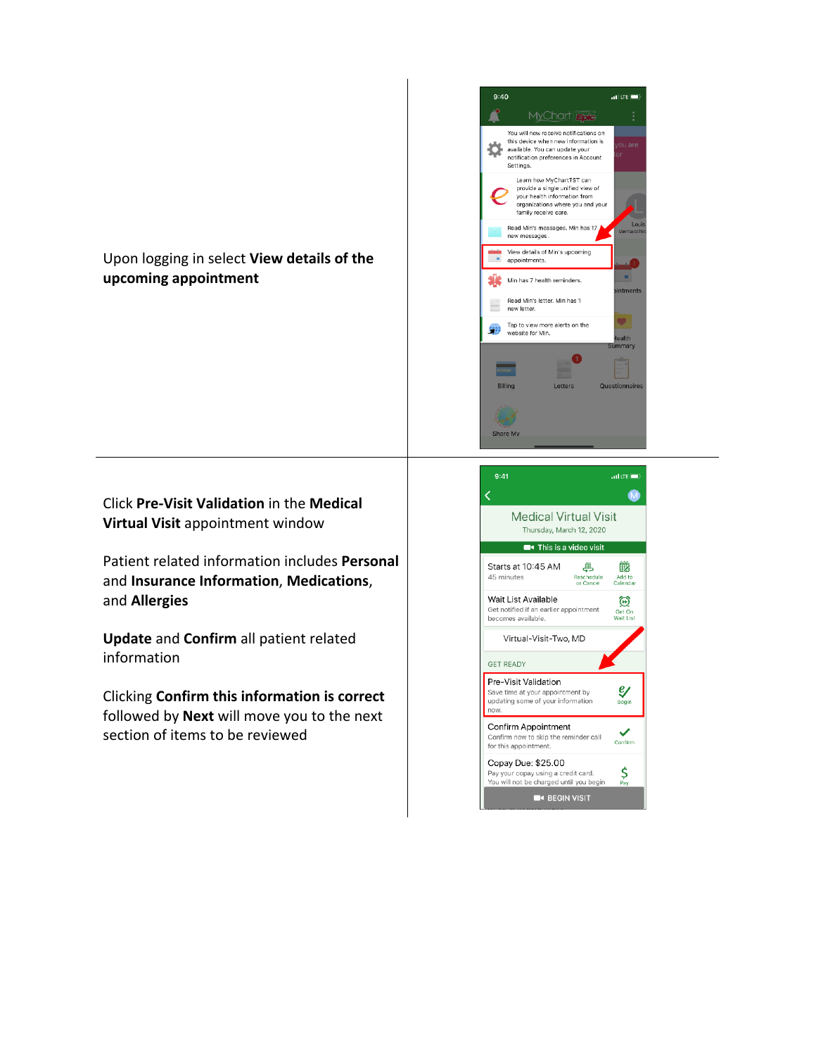Upon logging in select **View details of the upcoming appointment**

Click **Pre-Visit Validation** in the **Medical Virtual Visit** appointment window

Patient related information includes **Personal** and **Insurance Information**, **Medications**, and **Allergies**

**Update** and **Confirm** all patient related information

Clicking **Confirm this information is correct** followed by **Next** will move you to the next section of items to be reviewed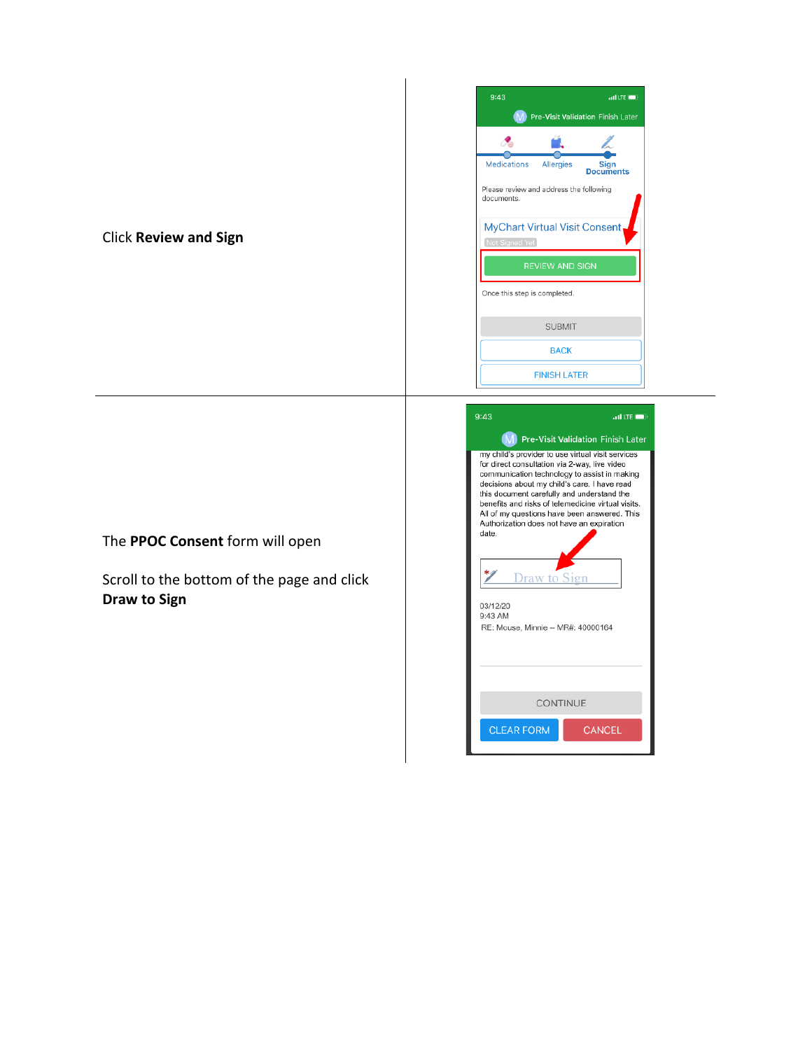Click **Review and Sign**

The **PPOC Consent** form will open

Scroll to the bottom of the page and click **Draw to Sign**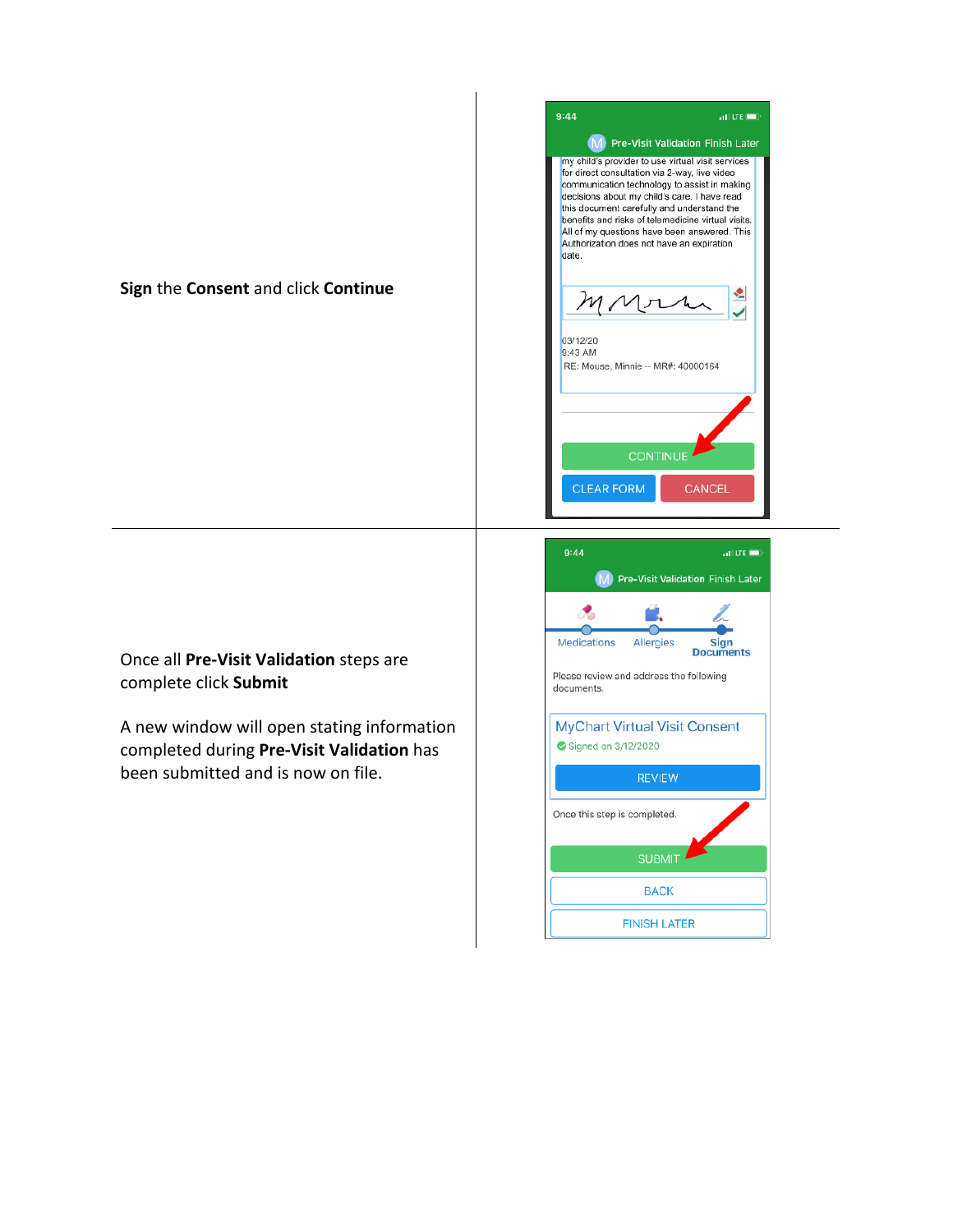| | |
|---|---|
| **Sign** the **Consent** and click **Continue** | |
| Once all **Pre-Visit Validation** steps are complete click **Submit**<br><br>A new window will open stating information completed during **Pre-Visit Validation** has been submitted and is now on file. | |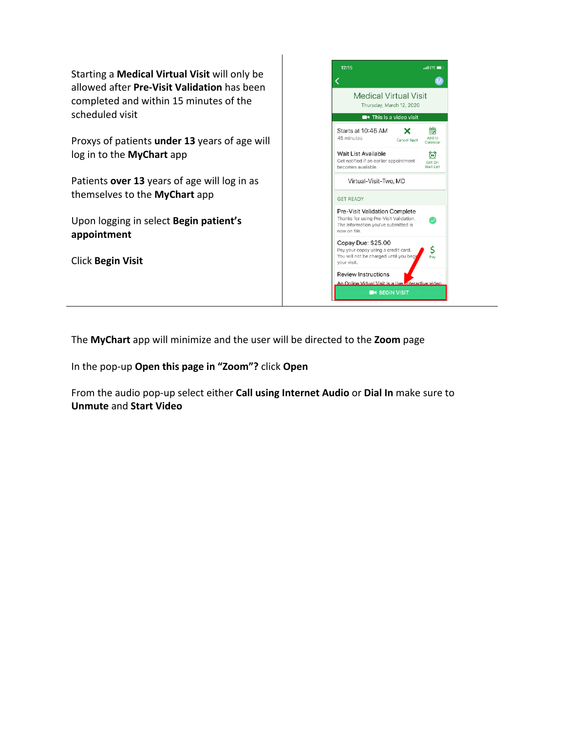Starting a **Medical Virtual Visit** will only be allowed after **Pre-Visit Validation** has been completed and within 15 minutes of the scheduled visit

Proxys of patients **under 13** years of age will log in to the **MyChart** app

Patients **over 13** years of age will log in as themselves to the **MyChart** app

Upon logging in select **Begin patient's appointment**

Click **Begin Visit**

The **MyChart** app will minimize and the user will be directed to the **Zoom** page

In the pop-up **Open this page in "Zoom"?** click **Open**

From the audio pop-up select either **Call using Internet Audio** or **Dial In** make sure to **Unmute** and **Start Video**